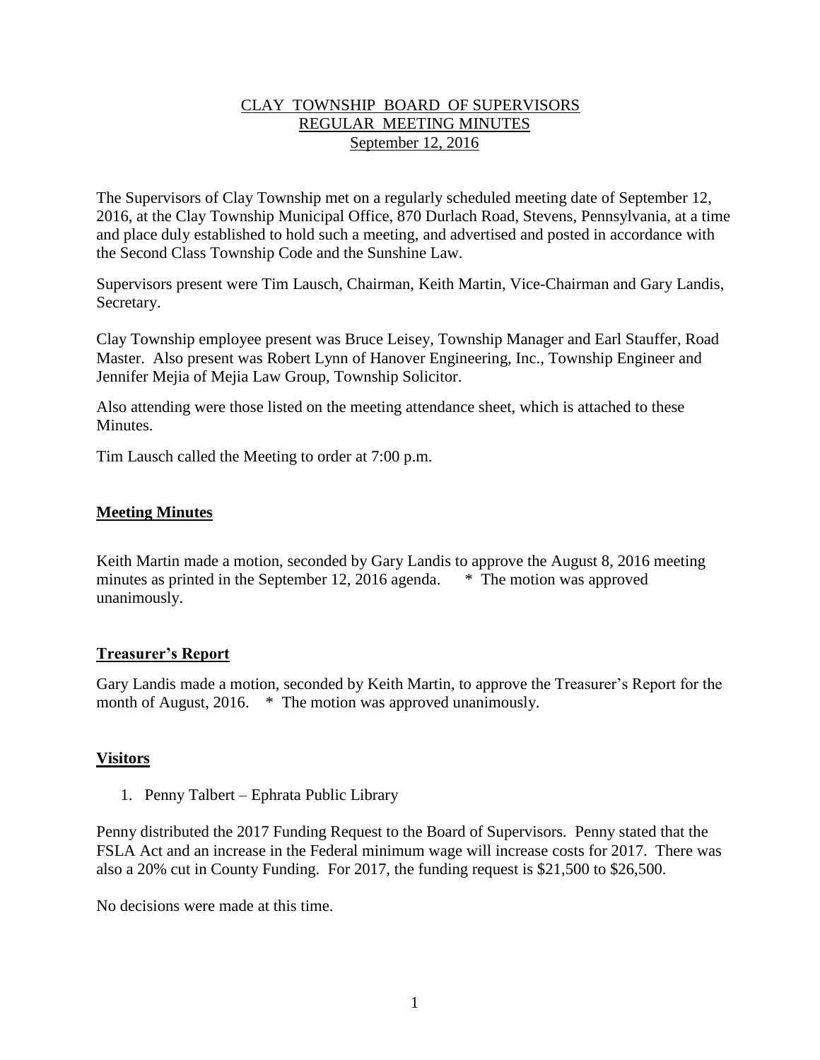# CLAY TOWNSHIP BOARD OF SUPERVISORS
## REGULAR MEETING MINUTES
### September 12, 2016

The Supervisors of Clay Township met on a regularly scheduled meeting date of September 12, 2016, at the Clay Township Municipal Office, 870 Durlach Road, Stevens, Pennsylvania, at a time and place duly established to hold such a meeting, and advertised and posted in accordance with the Second Class Township Code and the Sunshine Law.

Supervisors present were Tim Lausch, Chairman, Keith Martin, Vice-Chairman and Gary Landis, Secretary.

Clay Township employee present was Bruce Leisey, Township Manager and Earl Stauffer, Road Master. Also present was Robert Lynn of Hanover Engineering, Inc., Township Engineer and Jennifer Mejia of Mejia Law Group, Township Solicitor.

Also attending were those listed on the meeting attendance sheet, which is attached to these Minutes.

Tim Lausch called the Meeting to order at 7:00 p.m.

**Meeting Minutes**

Keith Martin made a motion, seconded by Gary Landis to approve the August 8, 2016 meeting minutes as printed in the September 12, 2016 agenda. * The motion was approved unanimously.

**Treasurer's Report**

Gary Landis made a motion, seconded by Keith Martin, to approve the Treasurer's Report for the month of August, 2016. * The motion was approved unanimously.

**Visitors**

1. Penny Talbert – Ephrata Public Library

Penny distributed the 2017 Funding Request to the Board of Supervisors. Penny stated that the FSLA Act and an increase in the Federal minimum wage will increase costs for 2017. There was also a 20% cut in County Funding. For 2017, the funding request is $21,500 to $26,500.

No decisions were made at this time.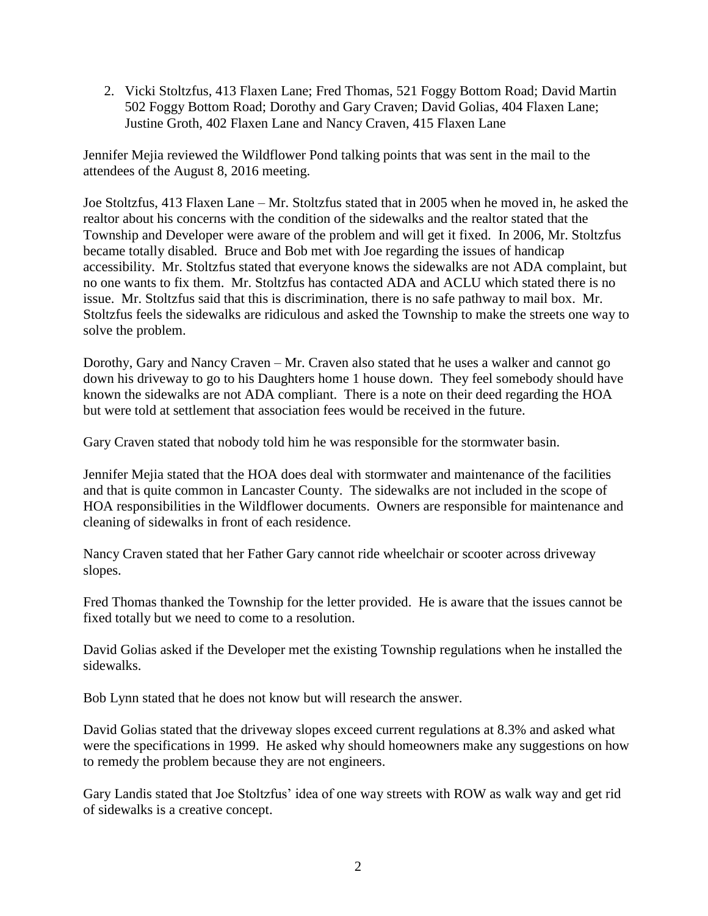2. Vicki Stoltzfus, 413 Flaxen Lane; Fred Thomas, 521 Foggy Bottom Road; David Martin 502 Foggy Bottom Road; Dorothy and Gary Craven; David Golias, 404 Flaxen Lane; Justine Groth, 402 Flaxen Lane and Nancy Craven, 415 Flaxen Lane

Jennifer Mejia reviewed the Wildflower Pond talking points that was sent in the mail to the attendees of the August 8, 2016 meeting.

Joe Stoltzfus, 413 Flaxen Lane – Mr. Stoltzfus stated that in 2005 when he moved in, he asked the realtor about his concerns with the condition of the sidewalks and the realtor stated that the Township and Developer were aware of the problem and will get it fixed. In 2006, Mr. Stoltzfus became totally disabled. Bruce and Bob met with Joe regarding the issues of handicap accessibility. Mr. Stoltzfus stated that everyone knows the sidewalks are not ADA complaint, but no one wants to fix them. Mr. Stoltzfus has contacted ADA and ACLU which stated there is no issue. Mr. Stoltzfus said that this is discrimination, there is no safe pathway to mail box. Mr. Stoltzfus feels the sidewalks are ridiculous and asked the Township to make the streets one way to solve the problem.

Dorothy, Gary and Nancy Craven – Mr. Craven also stated that he uses a walker and cannot go down his driveway to go to his Daughters home 1 house down. They feel somebody should have known the sidewalks are not ADA compliant. There is a note on their deed regarding the HOA but were told at settlement that association fees would be received in the future.

Gary Craven stated that nobody told him he was responsible for the stormwater basin.

Jennifer Mejia stated that the HOA does deal with stormwater and maintenance of the facilities and that is quite common in Lancaster County. The sidewalks are not included in the scope of HOA responsibilities in the Wildflower documents. Owners are responsible for maintenance and cleaning of sidewalks in front of each residence.

Nancy Craven stated that her Father Gary cannot ride wheelchair or scooter across driveway slopes.

Fred Thomas thanked the Township for the letter provided. He is aware that the issues cannot be fixed totally but we need to come to a resolution.

David Golias asked if the Developer met the existing Township regulations when he installed the sidewalks.

Bob Lynn stated that he does not know but will research the answer.

David Golias stated that the driveway slopes exceed current regulations at 8.3% and asked what were the specifications in 1999. He asked why should homeowners make any suggestions on how to remedy the problem because they are not engineers.

Gary Landis stated that Joe Stoltzfus' idea of one way streets with ROW as walk way and get rid of sidewalks is a creative concept.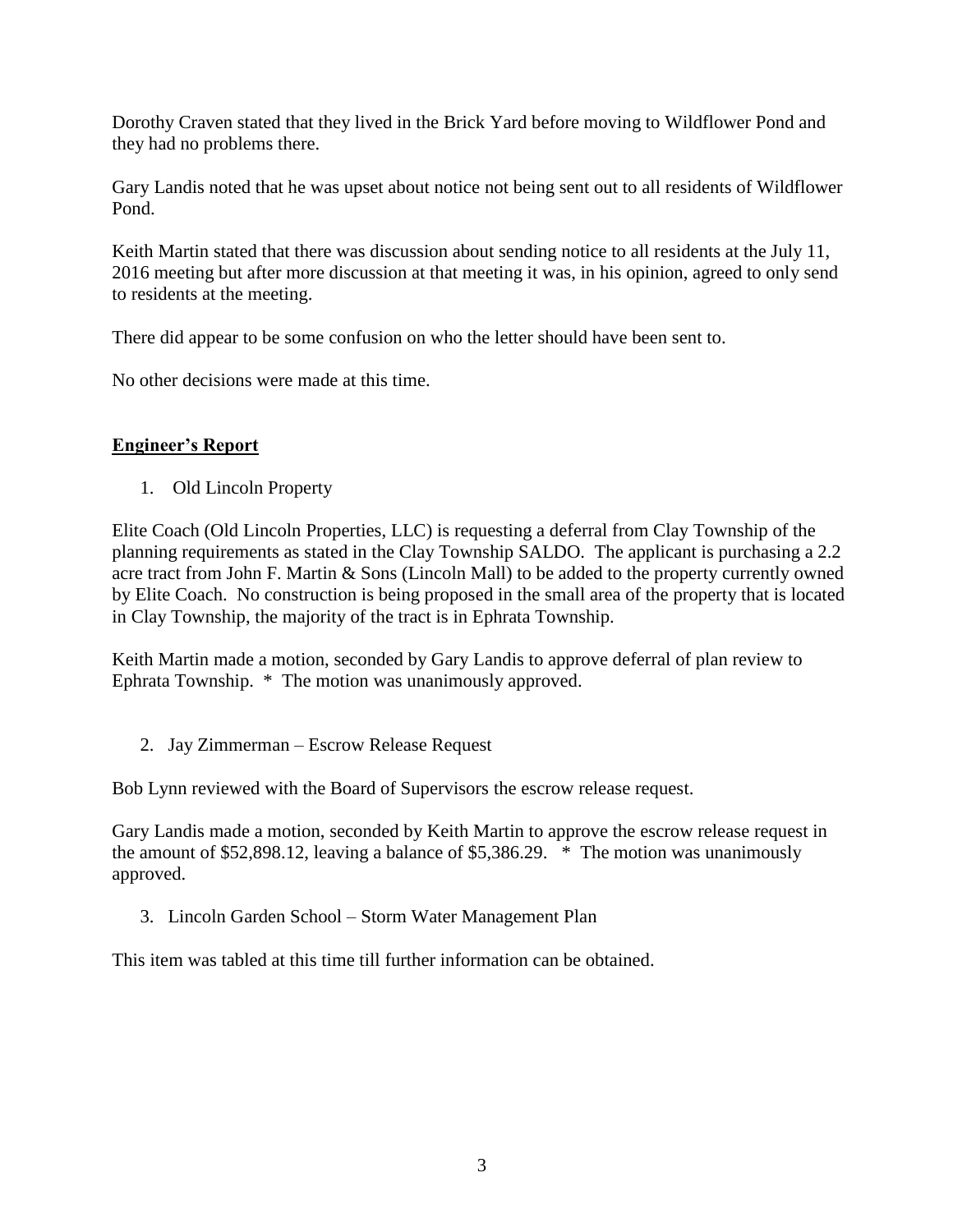Dorothy Craven stated that they lived in the Brick Yard before moving to Wildflower Pond and they had no problems there.

Gary Landis noted that he was upset about notice not being sent out to all residents of Wildflower Pond.

Keith Martin stated that there was discussion about sending notice to all residents at the July 11, 2016 meeting but after more discussion at that meeting it was, in his opinion, agreed to only send to residents at the meeting.

There did appear to be some confusion on who the letter should have been sent to.

No other decisions were made at this time.

## **Engineer's Report**

1. Old Lincoln Property

Elite Coach (Old Lincoln Properties, LLC) is requesting a deferral from Clay Township of the planning requirements as stated in the Clay Township SALDO. The applicant is purchasing a 2.2 acre tract from John F. Martin & Sons (Lincoln Mall) to be added to the property currently owned by Elite Coach. No construction is being proposed in the small area of the property that is located in Clay Township, the majority of the tract is in Ephrata Township.

Keith Martin made a motion, seconded by Gary Landis to approve deferral of plan review to Ephrata Township. * The motion was unanimously approved.

2. Jay Zimmerman – Escrow Release Request

Bob Lynn reviewed with the Board of Supervisors the escrow release request.

Gary Landis made a motion, seconded by Keith Martin to approve the escrow release request in the amount of $52,898.12, leaving a balance of $5,386.29. * The motion was unanimously approved.

3. Lincoln Garden School – Storm Water Management Plan

This item was tabled at this time till further information can be obtained.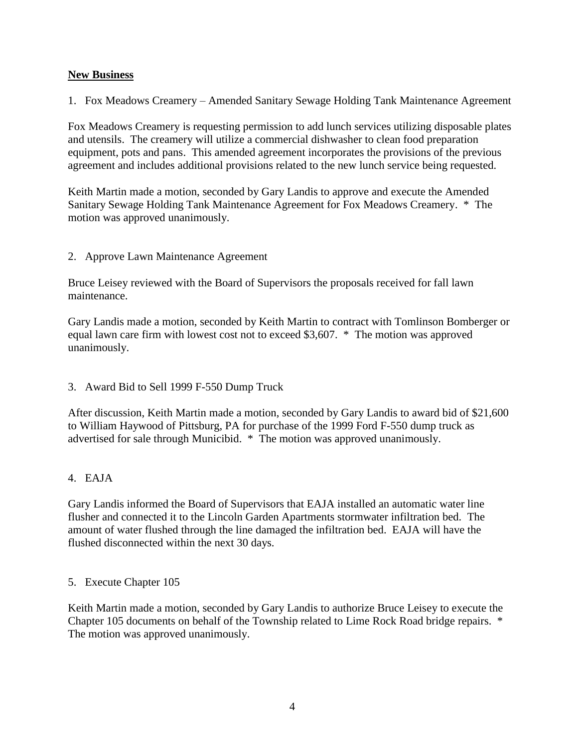## New Business

1. Fox Meadows Creamery – Amended Sanitary Sewage Holding Tank Maintenance Agreement

Fox Meadows Creamery is requesting permission to add lunch services utilizing disposable plates and utensils. The creamery will utilize a commercial dishwasher to clean food preparation equipment, pots and pans. This amended agreement incorporates the provisions of the previous agreement and includes additional provisions related to the new lunch service being requested.

Keith Martin made a motion, seconded by Gary Landis to approve and execute the Amended Sanitary Sewage Holding Tank Maintenance Agreement for Fox Meadows Creamery. * The motion was approved unanimously.

2. Approve Lawn Maintenance Agreement

Bruce Leisey reviewed with the Board of Supervisors the proposals received for fall lawn maintenance.

Gary Landis made a motion, seconded by Keith Martin to contract with Tomlinson Bomberger or equal lawn care firm with lowest cost not to exceed $3,607. * The motion was approved unanimously.

3. Award Bid to Sell 1999 F-550 Dump Truck

After discussion, Keith Martin made a motion, seconded by Gary Landis to award bid of $21,600 to William Haywood of Pittsburg, PA for purchase of the 1999 Ford F-550 dump truck as advertised for sale through Municibid. * The motion was approved unanimously.

4. EAJA

Gary Landis informed the Board of Supervisors that EAJA installed an automatic water line flusher and connected it to the Lincoln Garden Apartments stormwater infiltration bed. The amount of water flushed through the line damaged the infiltration bed. EAJA will have the flushed disconnected within the next 30 days.

5. Execute Chapter 105

Keith Martin made a motion, seconded by Gary Landis to authorize Bruce Leisey to execute the Chapter 105 documents on behalf of the Township related to Lime Rock Road bridge repairs. * The motion was approved unanimously.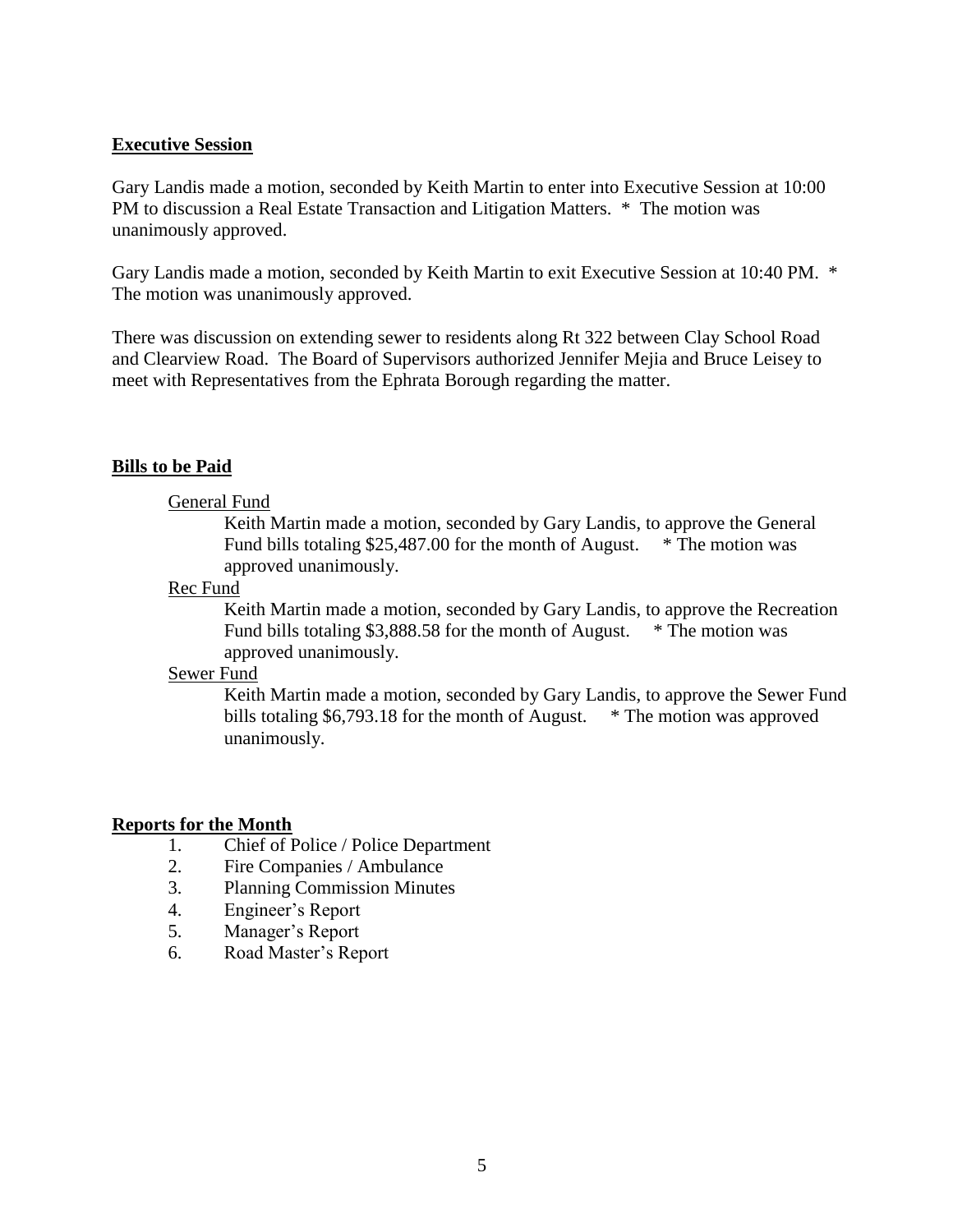**Executive Session**

Gary Landis made a motion, seconded by Keith Martin to enter into Executive Session at 10:00 PM to discussion a Real Estate Transaction and Litigation Matters. * The motion was unanimously approved.

Gary Landis made a motion, seconded by Keith Martin to exit Executive Session at 10:40 PM. * The motion was unanimously approved.

There was discussion on extending sewer to residents along Rt 322 between Clay School Road and Clearview Road. The Board of Supervisors authorized Jennifer Mejia and Bruce Leisey to meet with Representatives from the Ephrata Borough regarding the matter.

**Bills to be Paid**

General Fund

Keith Martin made a motion, seconded by Gary Landis, to approve the General Fund bills totaling $25,487.00 for the month of August. * The motion was approved unanimously.

Rec Fund

Keith Martin made a motion, seconded by Gary Landis, to approve the Recreation Fund bills totaling $3,888.58 for the month of August. * The motion was approved unanimously.

Sewer Fund

Keith Martin made a motion, seconded by Gary Landis, to approve the Sewer Fund bills totaling $6,793.18 for the month of August. * The motion was approved unanimously.

**Reports for the Month**

1. Chief of Police / Police Department
2. Fire Companies / Ambulance
3. Planning Commission Minutes
4. Engineer's Report
5. Manager's Report
6. Road Master's Report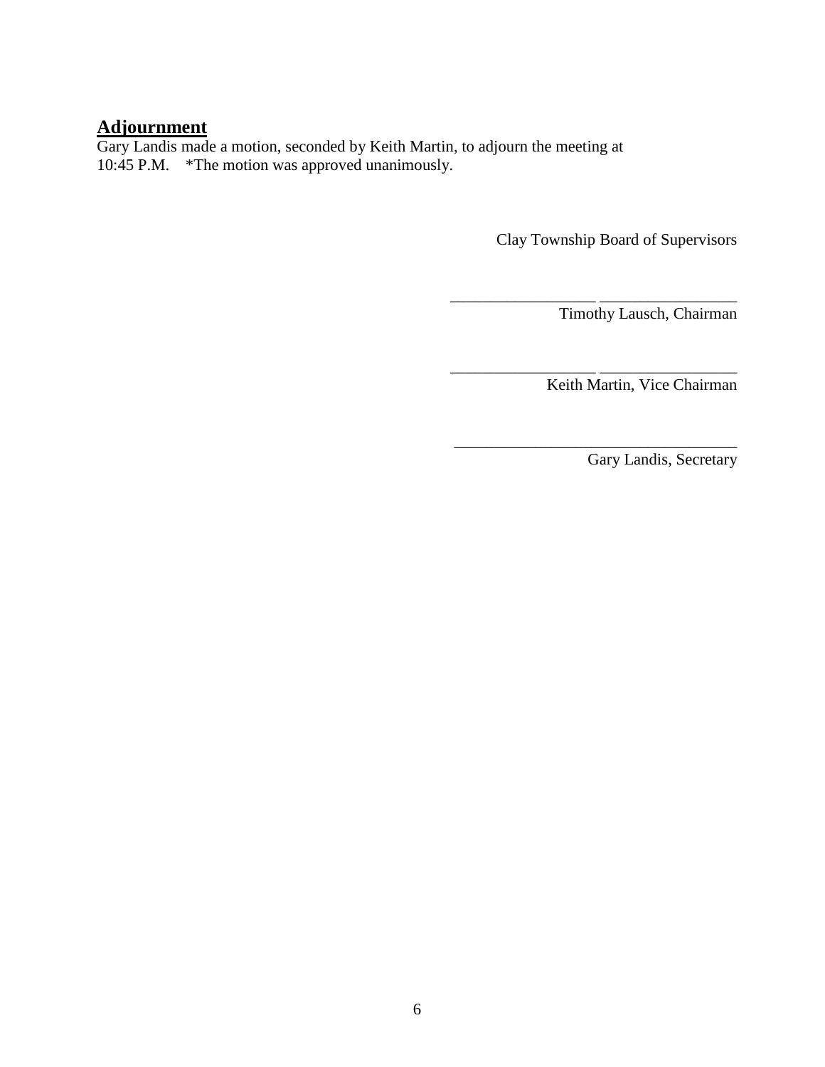## Adjournment

Gary Landis made a motion, seconded by Keith Martin, to adjourn the meeting at 10:45 P.M. *The motion was approved unanimously.

Clay Township Board of Supervisors

\_\_\_\_\_\_\_\_\_\_\_\_\_\_\_\_\_\_ \_\_\_\_\_\_\_\_\_\_\_\_\_\_\_\_\_
Timothy Lausch, Chairman

\_\_\_\_\_\_\_\_\_\_\_\_\_\_\_\_\_\_ \_\_\_\_\_\_\_\_\_\_\_\_\_\_\_\_\_
Keith Martin, Vice Chairman

\_\_\_\_\_\_\_\_\_\_\_\_\_\_\_\_\_\_\_\_\_\_\_\_\_\_\_\_\_\_\_\_\_\_\_\_
Gary Landis, Secretary